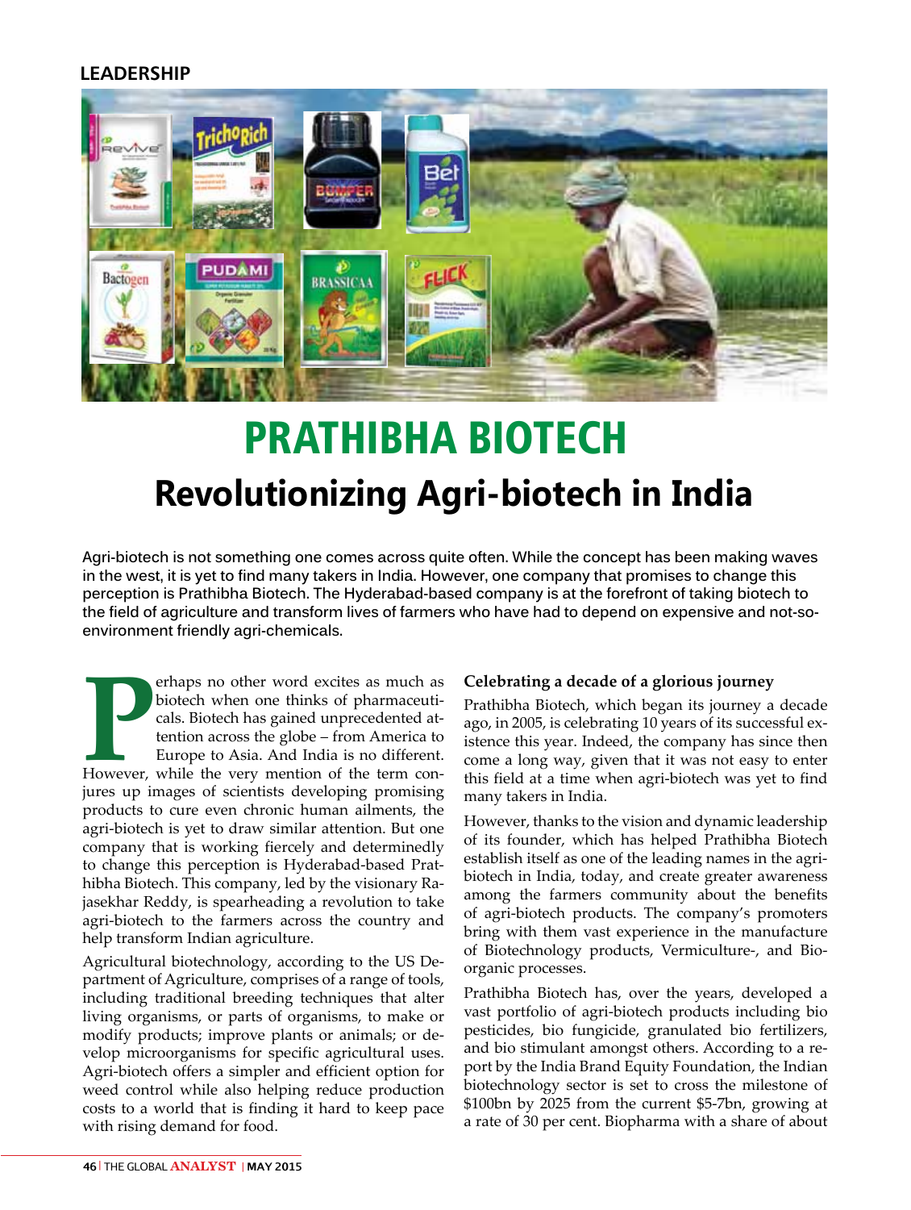LEADERSHIP

# PRATHIBHA BIOTECH

## Revolutionizing Agri-biotech in India

**Agri-biotech is not something one comes across quite often. While the concept has been making waves in the west, it is yet to find many takers in India. However, one company that promises to change this perception is Prathibha Biotech. The Hyderabad-based company is at the forefront of taking biotech to the field of agriculture and transform lives of farmers who have had to depend on expensive and not-so-environment friendly agri-chemicals.**

Perhaps no other word excites as much as biotech when one thinks of pharmaceuticals. Biotech has gained unprecedented attention across the globe – from America to Europe to Asia. And India is no different. However, while the very mention of the term conjures up images of scientists developing promising products to cure even chronic human ailments, the agri-biotech is yet to draw similar attention. But one company that is working fiercely and determinedly to change this perception is Hyderabad-based Prathibha Biotech. This company, led by the visionary Rajasekhar Reddy, is spearheading a revolution to take agri-biotech to the farmers across the country and help transform Indian agriculture.

Agricultural biotechnology, according to the US Department of Agriculture, comprises of a range of tools, including traditional breeding techniques that alter living organisms, or parts of organisms, to make or modify products; improve plants or animals; or develop microorganisms for specific agricultural uses. Agri-biotech offers a simpler and efficient option for weed control while also helping reduce production costs to a world that is finding it hard to keep pace with rising demand for food.

### Celebrating a decade of a glorious journey

Prathibha Biotech, which began its journey a decade ago, in 2005, is celebrating 10 years of its successful existence this year. Indeed, the company has since then come a long way, given that it was not easy to enter this field at a time when agri-biotech was yet to find many takers in India.

However, thanks to the vision and dynamic leadership of its founder, which has helped Prathibha Biotech establish itself as one of the leading names in the agri-biotech in India, today, and create greater awareness among the farmers community about the benefits of agri-biotech products. The company's promoters bring with them vast experience in the manufacture of Biotechnology products, Vermiculture-, and Bio-organic processes.

Prathibha Biotech has, over the years, developed a vast portfolio of agri-biotech products including bio pesticides, bio fungicide, granulated bio fertilizers, and bio stimulant amongst others. According to a report by the India Brand Equity Foundation, the Indian biotechnology sector is set to cross the milestone of \$100bn by 2025 from the current \$5-7bn, growing at a rate of 30 per cent. Biopharma with a share of about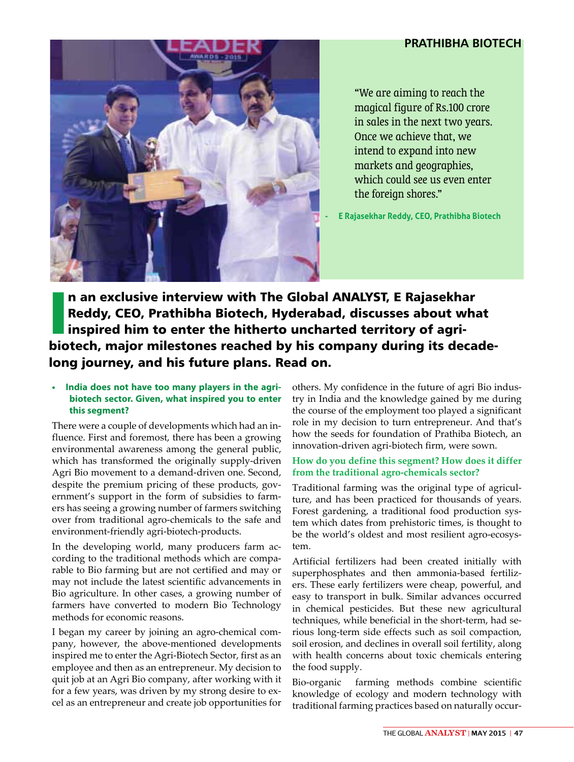## PRATHIBHA BIOTECH

> "We are aiming to reach the magical figure of Rs.100 crore in sales in the next two years. Once we achieve that, we intend to expand into new markets and geographies, which could see us even enter the foreign shores."
>
> **- E Rajasekhar Reddy, CEO, Prathibha Biotech**

**In an exclusive interview with The Global ANALYST, E Rajasekhar Reddy, CEO, Prathibha Biotech, Hyderabad, discusses about what inspired him to enter the hitherto uncharted territory of agri-biotech, major milestones reached by his company during its decade-long journey, and his future plans. Read on.**

- **India does not have too many players in the agri-biotech sector. Given, what inspired you to enter this segment?**

There were a couple of developments which had an influence. First and foremost, there has been a growing environmental awareness among the general public, which has transformed the originally supply-driven Agri Bio movement to a demand-driven one. Second, despite the premium pricing of these products, government's support in the form of subsidies to farmers has seeing a growing number of farmers switching over from traditional agro-chemicals to the safe and environment-friendly agri-biotech-products.

In the developing world, many producers farm according to the traditional methods which are comparable to Bio farming but are not certified and may or may not include the latest scientific advancements in Bio agriculture. In other cases, a growing number of farmers have converted to modern Bio Technology methods for economic reasons.

I began my career by joining an agro-chemical company, however, the above-mentioned developments inspired me to enter the Agri-Biotech Sector, first as an employee and then as an entrepreneur. My decision to quit job at an Agri Bio company, after working with it for a few years, was driven by my strong desire to excel as an entrepreneur and create job opportunities for others. My confidence in the future of agri Bio industry in India and the knowledge gained by me during the course of the employment too played a significant role in my decision to turn entrepreneur. And that's how the seeds for foundation of Prathiba Biotech, an innovation-driven agri-biotech firm, were sown.

**How do you define this segment? How does it differ from the traditional agro-chemicals sector?**

Traditional farming was the original type of agriculture, and has been practiced for thousands of years. Forest gardening, a traditional food production system which dates from prehistoric times, is thought to be the world's oldest and most resilient agro-ecosystem.

Artificial fertilizers had been created initially with superphosphates and then ammonia-based fertilizers. These early fertilizers were cheap, powerful, and easy to transport in bulk. Similar advances occurred in chemical pesticides. But these new agricultural techniques, while beneficial in the short-term, had serious long-term side effects such as soil compaction, soil erosion, and declines in overall soil fertility, along with health concerns about toxic chemicals entering the food supply.

Bio-organic farming methods combine scientific knowledge of ecology and modern technology with traditional farming practices based on naturally occur-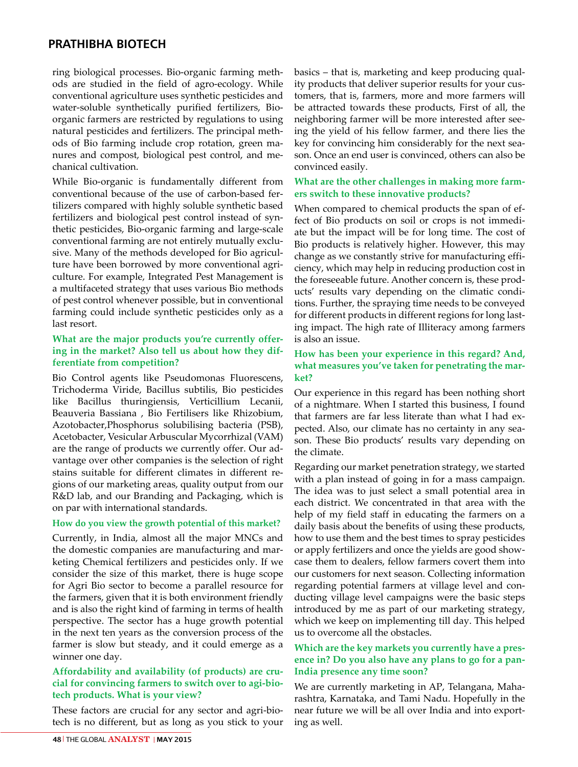ring biological processes. Bio-organic farming methods are studied in the field of agro-ecology. While conventional agriculture uses synthetic pesticides and water-soluble synthetically purified fertilizers, Bio-organic farmers are restricted by regulations to using natural pesticides and fertilizers. The principal methods of Bio farming include crop rotation, green manures and compost, biological pest control, and mechanical cultivation.

While Bio-organic is fundamentally different from conventional because of the use of carbon-based fertilizers compared with highly soluble synthetic based fertilizers and biological pest control instead of synthetic pesticides, Bio-organic farming and large-scale conventional farming are not entirely mutually exclusive. Many of the methods developed for Bio agriculture have been borrowed by more conventional agriculture. For example, Integrated Pest Management is a multifaceted strategy that uses various Bio methods of pest control whenever possible, but in conventional farming could include synthetic pesticides only as a last resort.

**What are the major products you're currently offering in the market? Also tell us about how they differentiate from competition?**

Bio Control agents like Pseudomonas Fluorescens, Trichoderma Viride, Bacillus subtilis, Bio pesticides like Bacillus thuringiensis, Verticillium Lecanii, Beauveria Bassiana , Bio Fertilisers like Rhizobium, Azotobacter,Phosphorus solubilising bacteria (PSB), Acetobacter, Vesicular Arbuscular Mycorrhizal (VAM) are the range of products we currently offer. Our advantage over other companies is the selection of right stains suitable for different climates in different regions of our marketing areas, quality output from our R&D lab, and our Branding and Packaging, which is on par with international standards.

**How do you view the growth potential of this market?**

Currently, in India, almost all the major MNCs and the domestic companies are manufacturing and marketing Chemical fertilizers and pesticides only. If we consider the size of this market, there is huge scope for Agri Bio sector to become a parallel resource for the farmers, given that it is both environment friendly and is also the right kind of farming in terms of health perspective. The sector has a huge growth potential in the next ten years as the conversion process of the farmer is slow but steady, and it could emerge as a winner one day.

**Affordability and availability (of products) are crucial for convincing farmers to switch over to agi-biotech products. What is your view?**

These factors are crucial for any sector and agri-biotech is no different, but as long as you stick to your basics – that is, marketing and keep producing quality products that deliver superior results for your customers, that is, farmers, more and more farmers will be attracted towards these products, First of all, the neighboring farmer will be more interested after seeing the yield of his fellow farmer, and there lies the key for convincing him considerably for the next season. Once an end user is convinced, others can also be convinced easily.

**What are the other challenges in making more farmers switch to these innovative products?**

When compared to chemical products the span of effect of Bio products on soil or crops is not immediate but the impact will be for long time. The cost of Bio products is relatively higher. However, this may change as we constantly strive for manufacturing efficiency, which may help in reducing production cost in the foreseeable future. Another concern is, these products' results vary depending on the climatic conditions. Further, the spraying time needs to be conveyed for different products in different regions for long lasting impact. The high rate of Illiteracy among farmers is also an issue.

**How has been your experience in this regard? And, what measures you've taken for penetrating the market?**

Our experience in this regard has been nothing short of a nightmare. When I started this business, I found that farmers are far less literate than what I had expected. Also, our climate has no certainty in any season. These Bio products' results vary depending on the climate.

Regarding our market penetration strategy, we started with a plan instead of going in for a mass campaign. The idea was to just select a small potential area in each district. We concentrated in that area with the help of my field staff in educating the farmers on a daily basis about the benefits of using these products, how to use them and the best times to spray pesticides or apply fertilizers and once the yields are good showcase them to dealers, fellow farmers covert them into our customers for next season. Collecting information regarding potential farmers at village level and conducting village level campaigns were the basic steps introduced by me as part of our marketing strategy, which we keep on implementing till day. This helped us to overcome all the obstacles.

**Which are the key markets you currently have a presence in? Do you also have any plans to go for a pan-India presence any time soon?**

We are currently marketing in AP, Telangana, Maharashtra, Karnataka, and Tami Nadu. Hopefully in the near future we will be all over India and into exporting as well.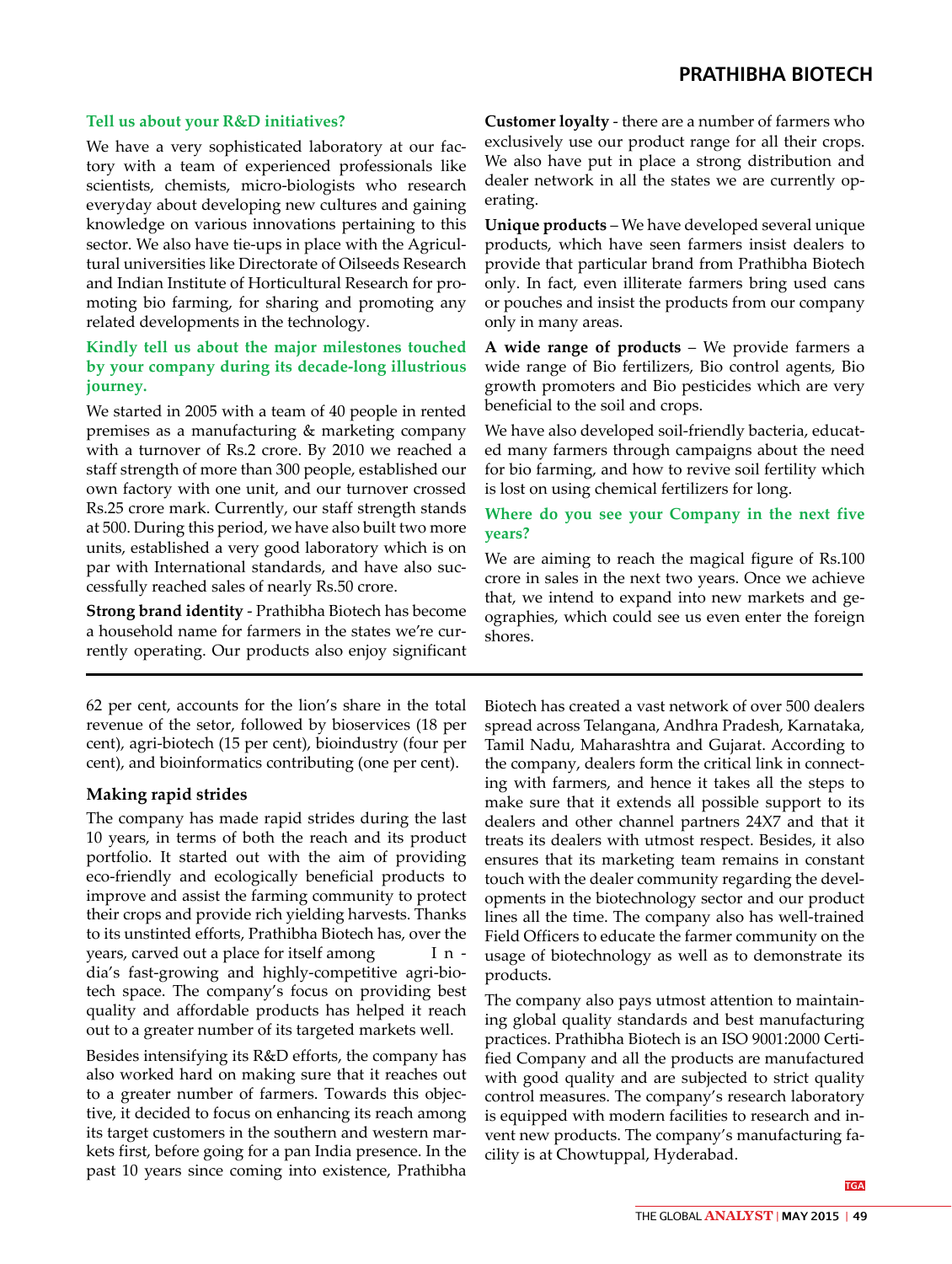**Tell us about your R&D initiatives?**

We have a very sophisticated laboratory at our factory with a team of experienced professionals like scientists, chemists, micro-biologists who research everyday about developing new cultures and gaining knowledge on various innovations pertaining to this sector. We also have tie-ups in place with the Agricultural universities like Directorate of Oilseeds Research and Indian Institute of Horticultural Research for promoting bio farming, for sharing and promoting any related developments in the technology.

**Kindly tell us about the major milestones touched by your company during its decade-long illustrious journey.**

We started in 2005 with a team of 40 people in rented premises as a manufacturing & marketing company with a turnover of Rs.2 crore. By 2010 we reached a staff strength of more than 300 people, established our own factory with one unit, and our turnover crossed Rs.25 crore mark. Currently, our staff strength stands at 500. During this period, we have also built two more units, established a very good laboratory which is on par with International standards, and have also successfully reached sales of nearly Rs.50 crore.

**Strong brand identity** - Prathibha Biotech has become a household name for farmers in the states we're currently operating. Our products also enjoy significant **Customer loyalty** - there are a number of farmers who exclusively use our product range for all their crops. We also have put in place a strong distribution and dealer network in all the states we are currently operating.

**Unique products** – We have developed several unique products, which have seen farmers insist dealers to provide that particular brand from Prathibha Biotech only. In fact, even illiterate farmers bring used cans or pouches and insist the products from our company only in many areas.

**A wide range of products** – We provide farmers a wide range of Bio fertilizers, Bio control agents, Bio growth promoters and Bio pesticides which are very beneficial to the soil and crops.

We have also developed soil-friendly bacteria, educated many farmers through campaigns about the need for bio farming, and how to revive soil fertility which is lost on using chemical fertilizers for long.

**Where do you see your Company in the next five years?**

We are aiming to reach the magical figure of Rs.100 crore in sales in the next two years. Once we achieve that, we intend to expand into new markets and geographies, which could see us even enter the foreign shores.

---

62 per cent, accounts for the lion's share in the total revenue of the setor, followed by bioservices (18 per cent), agri-biotech (15 per cent), bioindustry (four per cent), and bioinformatics contributing (one per cent).

### Making rapid strides

The company has made rapid strides during the last 10 years, in terms of both the reach and its product portfolio. It started out with the aim of providing eco-friendly and ecologically beneficial products to improve and assist the farming community to protect their crops and provide rich yielding harvests. Thanks to its unstinted efforts, Prathibha Biotech has, over the years, carved out a place for itself among India's fast-growing and highly-competitive agri-biotech space. The company's focus on providing best quality and affordable products has helped it reach out to a greater number of its targeted markets well.

Besides intensifying its R&D efforts, the company has also worked hard on making sure that it reaches out to a greater number of farmers. Towards this objective, it decided to focus on enhancing its reach among its target customers in the southern and western markets first, before going for a pan India presence. In the past 10 years since coming into existence, Prathibha Biotech has created a vast network of over 500 dealers spread across Telangana, Andhra Pradesh, Karnataka, Tamil Nadu, Maharashtra and Gujarat. According to the company, dealers form the critical link in connecting with farmers, and hence it takes all the steps to make sure that it extends all possible support to its dealers and other channel partners 24X7 and that it treats its dealers with utmost respect. Besides, it also ensures that its marketing team remains in constant touch with the dealer community regarding the developments in the biotechnology sector and our product lines all the time. The company also has well-trained Field Officers to educate the farmer community on the usage of biotechnology as well as to demonstrate its products.

The company also pays utmost attention to maintaining global quality standards and best manufacturing practices. Prathibha Biotech is an ISO 9001:2000 Certified Company and all the products are manufactured with good quality and are subjected to strict quality control measures. The company's research laboratory is equipped with modern facilities to research and invent new products. The company's manufacturing facility is at Chowtuppal, Hyderabad.